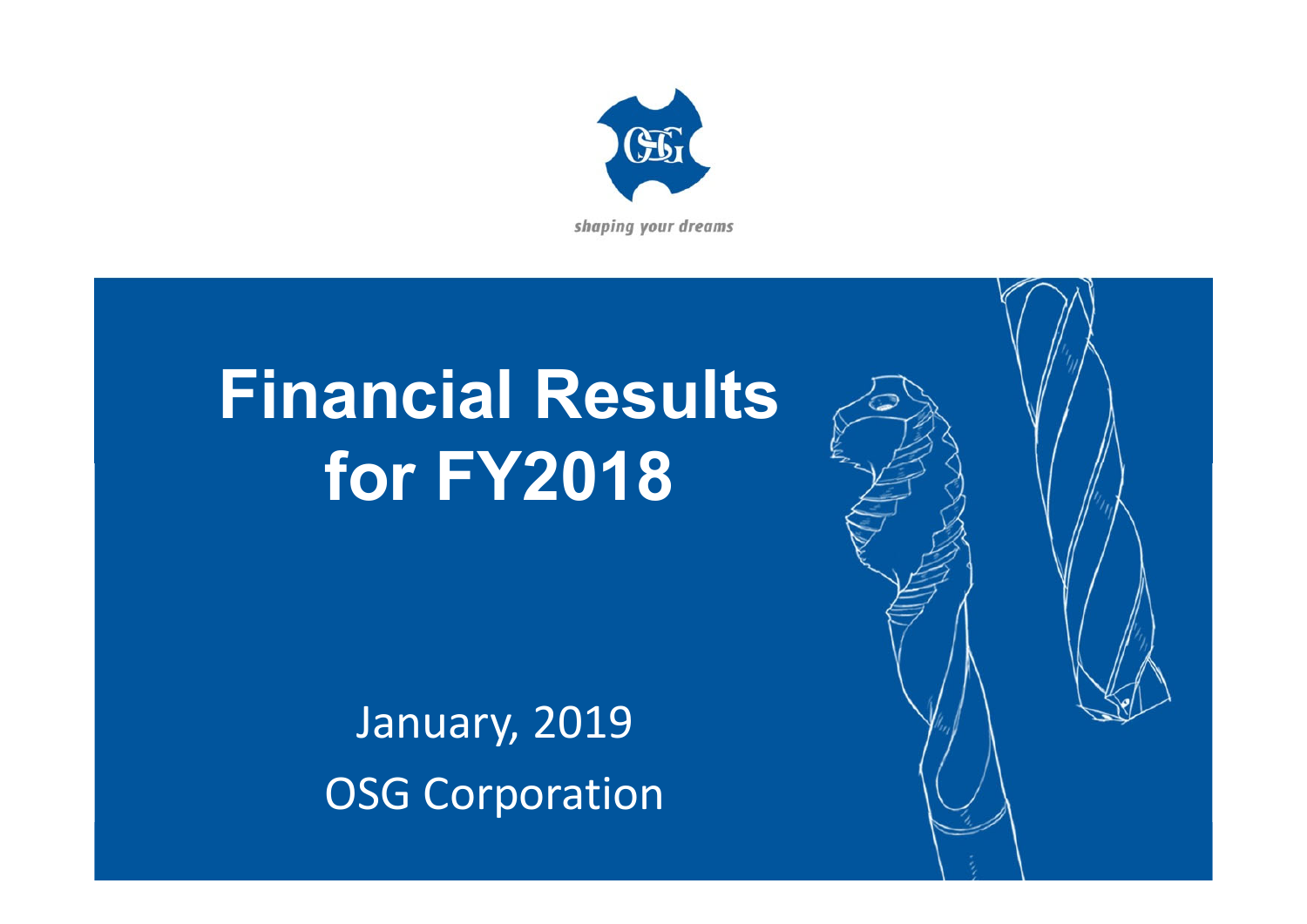shaping your dreams

# Financial Results for FY2018

January, 2019

OSG Corporation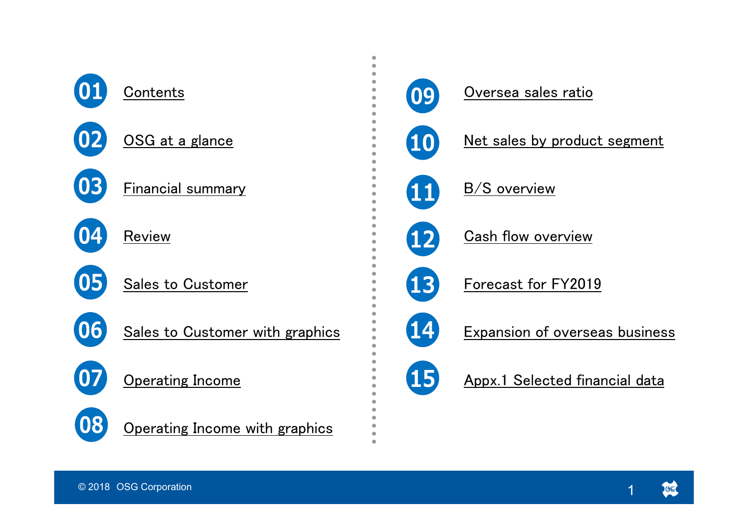01 Contents

02 OSG at a glance

03 Financial summary

04 Review

05 Sales to Customer

06 Sales to Customer with graphics

07 Operating Income

08 Operating Income with graphics

09 Oversea sales ratio

10 Net sales by product segment

11 B/S overview

12 Cash flow overview

13 Forecast for FY2019

14 Expansion of overseas business

15 Appx.1 Selected financial data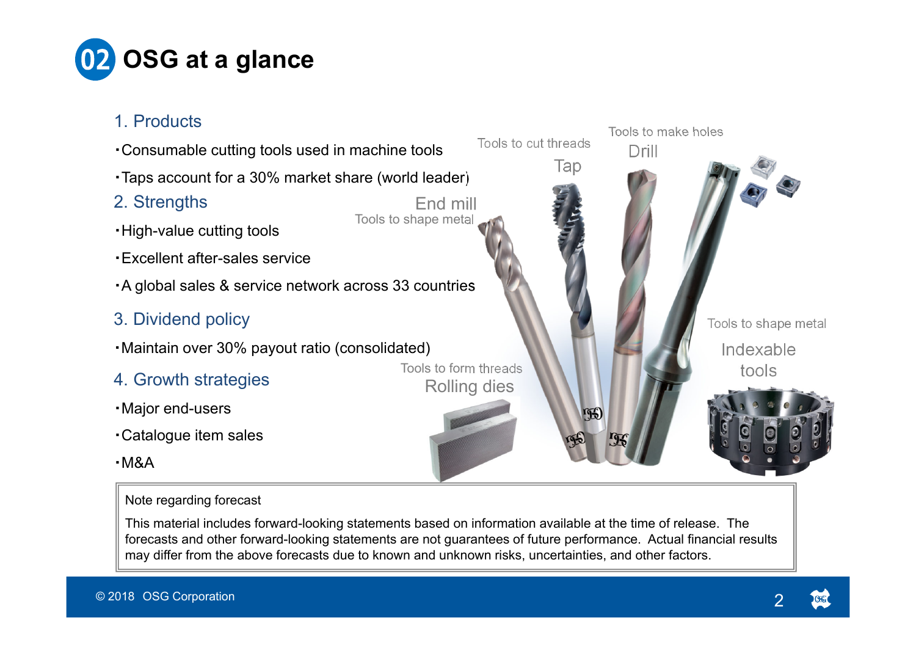# 02 OSG at a glance

## 1. Products

- Consumable cutting tools used in machine tools
- Taps account for a 30% market share (world leader)

## 2. Strengths

- High-value cutting tools
- Excellent after-sales service
- A global sales & service network across 33 countries

## 3. Dividend policy

- Maintain over 30% payout ratio (consolidated)

## 4. Growth strategies

- Major end-users
- Catalogue item sales
- M&A

End mill
Tools to shape metal

Tools to cut threads
Tap

Tools to make holes
Drill

Tools to shape metal
Indexable tools

Tools to form threads
Rolling dies

> Note regarding forecast
>
> This material includes forward-looking statements based on information available at the time of release. The forecasts and other forward-looking statements are not guarantees of future performance. Actual financial results may differ from the above forecasts due to known and unknown risks, uncertainties, and other factors.

© 2018 OSG Corporation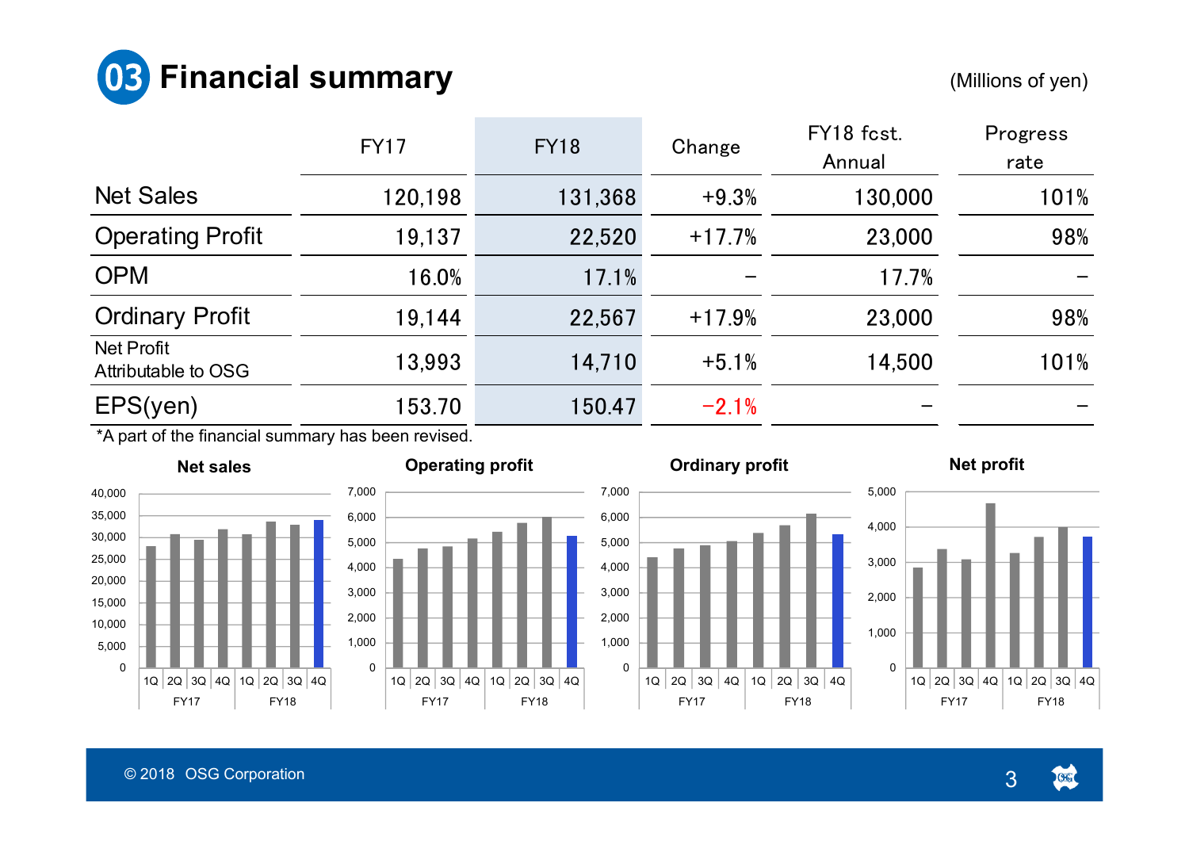# 03 Financial summary

(Millions of yen)

| | FY17 | FY18 | Change | FY18 fcst. Annual | Progress rate |
|---|---|---|---|---|---|
| Net Sales | 120,198 | 131,368 | +9.3% | 130,000 | 101% |
| Operating Profit | 19,137 | 22,520 | +17.7% | 23,000 | 98% |
| OPM | 16.0% | 17.1% | – | 17.7% | – |
| Ordinary Profit | 19,144 | 22,567 | +17.9% | 23,000 | 98% |
| Net Profit Attributable to OSG | 13,993 | 14,710 | +5.1% | 14,500 | 101% |
| EPS(yen) | 153.70 | 150.47 | −2.1% | – | – |

*A part of the financial summary has been revised.

**Net sales**

**Operating profit**

**Ordinary profit**

**Net profit**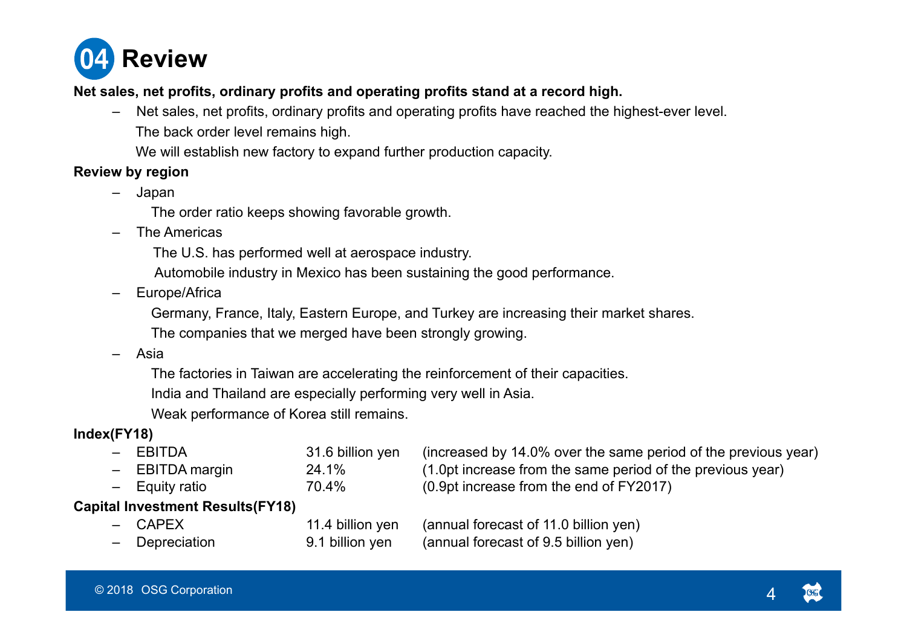# 04 Review

**Net sales, net profits, ordinary profits and operating profits stand at a record high.**

- Net sales, net profits, ordinary profits and operating profits have reached the highest-ever level.
  The back order level remains high.
  We will establish new factory to expand further production capacity.

**Review by region**

- Japan
  The order ratio keeps showing favorable growth.
- The Americas
  The U.S. has performed well at aerospace industry.
  Automobile industry in Mexico has been sustaining the good performance.
- Europe/Africa
  Germany, France, Italy, Eastern Europe, and Turkey are increasing their market shares.
  The companies that we merged have been strongly growing.
- Asia
  The factories in Taiwan are accelerating the reinforcement of their capacities.
  India and Thailand are especially performing very well in Asia.
  Weak performance of Korea still remains.

**Index(FY18)**

| | | |
|---|---|---|
| – EBITDA | 31.6 billion yen | (increased by 14.0% over the same period of the previous year) |
| – EBITDA margin | 24.1% | (1.0pt increase from the same period of the previous year) |
| – Equity ratio | 70.4% | (0.9pt increase from the end of FY2017) |

**Capital Investment Results(FY18)**

| | | |
|---|---|---|
| – CAPEX | 11.4 billion yen | (annual forecast of 11.0 billion yen) |
| – Depreciation | 9.1 billion yen | (annual forecast of 9.5 billion yen) |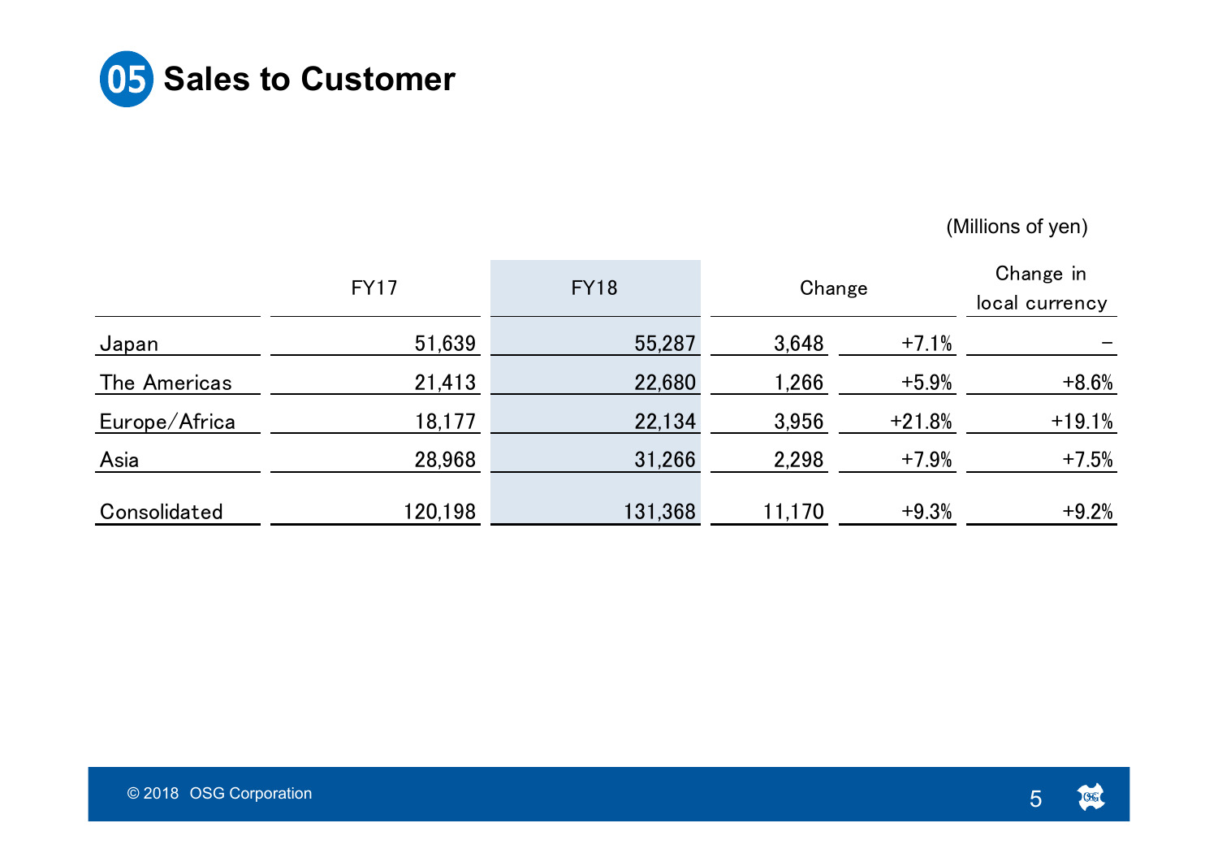# 05 Sales to Customer

(Millions of yen)

| | FY17 | FY18 | Change | | Change in local currency |
|---|---|---|---|---|---|
| Japan | 51,639 | 55,287 | 3,648 | +7.1% | – |
| The Americas | 21,413 | 22,680 | 1,266 | +5.9% | +8.6% |
| Europe/Africa | 18,177 | 22,134 | 3,956 | +21.8% | +19.1% |
| Asia | 28,968 | 31,266 | 2,298 | +7.9% | +7.5% |
| Consolidated | 120,198 | 131,368 | 11,170 | +9.3% | +9.2% |

© 2018 OSG Corporation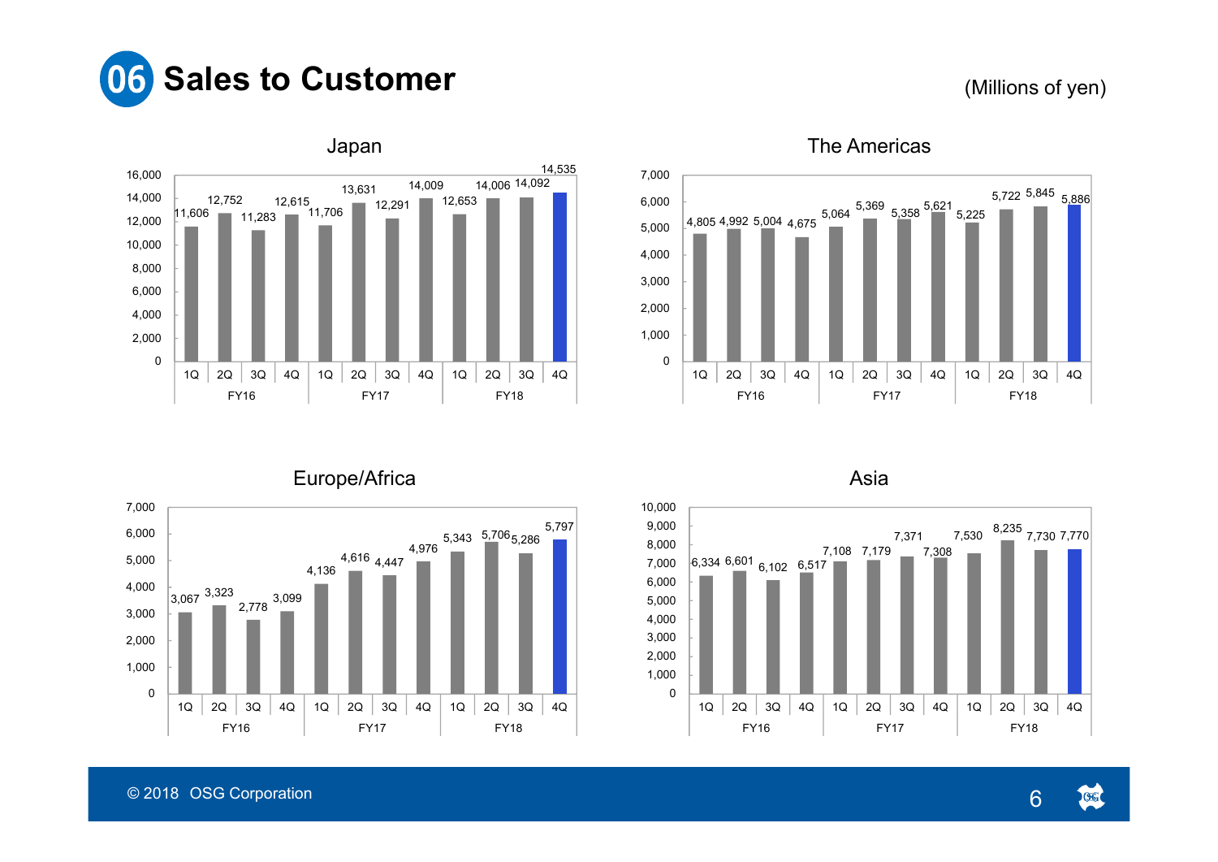# 06 Sales to Customer

(Millions of yen)

## Japan

| | FY16 1Q | FY16 2Q | FY16 3Q | FY16 4Q | FY17 1Q | FY17 2Q | FY17 3Q | FY17 4Q | FY18 1Q | FY18 2Q | FY18 3Q | FY18 4Q |
|---|---|---|---|---|---|---|---|---|---|---|---|---|
| Japan | 11,606 | 12,752 | 11,283 | 12,615 | 11,706 | 13,631 | 12,291 | 14,009 | 12,653 | 14,006 | 14,092 | 14,535 |

## The Americas

| | FY16 1Q | FY16 2Q | FY16 3Q | FY16 4Q | FY17 1Q | FY17 2Q | FY17 3Q | FY17 4Q | FY18 1Q | FY18 2Q | FY18 3Q | FY18 4Q |
|---|---|---|---|---|---|---|---|---|---|---|---|---|
| The Americas | 4,805 | 4,992 | 5,004 | 4,675 | 5,064 | 5,369 | 5,358 | 5,621 | 5,225 | 5,722 | 5,845 | 5,886 |

## Europe/Africa

| | FY16 1Q | FY16 2Q | FY16 3Q | FY16 4Q | FY17 1Q | FY17 2Q | FY17 3Q | FY17 4Q | FY18 1Q | FY18 2Q | FY18 3Q | FY18 4Q |
|---|---|---|---|---|---|---|---|---|---|---|---|---|
| Europe/Africa | 3,067 | 3,323 | 2,778 | 3,099 | 4,136 | 4,616 | 4,447 | 4,976 | 5,343 | 5,706 | 5,286 | 5,797 |

## Asia

| | FY16 1Q | FY16 2Q | FY16 3Q | FY16 4Q | FY17 1Q | FY17 2Q | FY17 3Q | FY17 4Q | FY18 1Q | FY18 2Q | FY18 3Q | FY18 4Q |
|---|---|---|---|---|---|---|---|---|---|---|---|---|
| Asia | 6,334 | 6,601 | 6,102 | 6,517 | 7,108 | 7,179 | 7,371 | 7,308 | 7,530 | 8,235 | 7,730 | 7,770 |

© 2018 OSG Corporation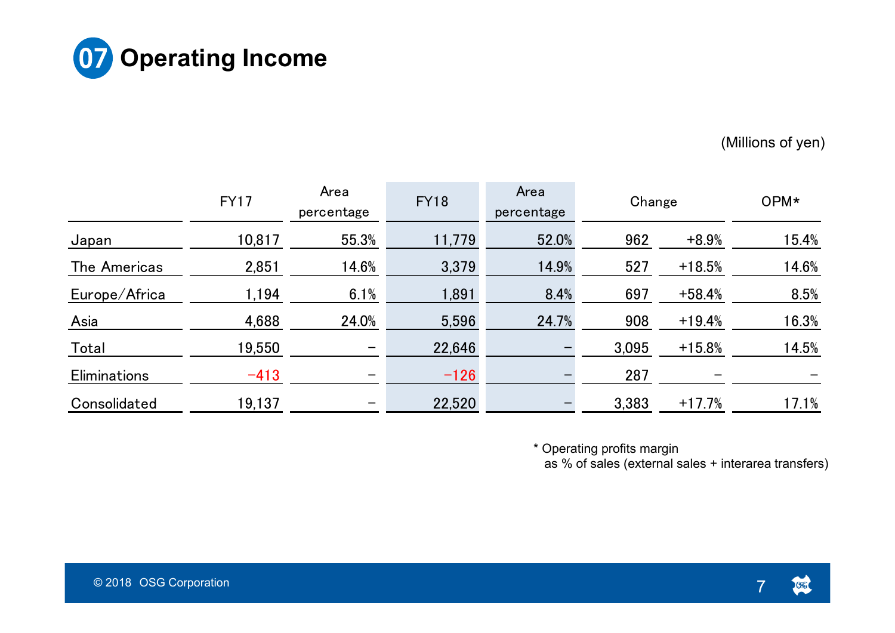# 07 Operating Income

(Millions of yen)

| | FY17 | Area percentage | FY18 | Area percentage | Change | | OPM* |
|---|---|---|---|---|---|---|---|
| Japan | 10,817 | 55.3% | 11,779 | 52.0% | 962 | +8.9% | 15.4% |
| The Americas | 2,851 | 14.6% | 3,379 | 14.9% | 527 | +18.5% | 14.6% |
| Europe/Africa | 1,194 | 6.1% | 1,891 | 8.4% | 697 | +58.4% | 8.5% |
| Asia | 4,688 | 24.0% | 5,596 | 24.7% | 908 | +19.4% | 16.3% |
| Total | 19,550 | – | 22,646 | – | 3,095 | +15.8% | 14.5% |
| Eliminations | −413 | – | −126 | – | 287 | – | – |
| Consolidated | 19,137 | – | 22,520 | – | 3,383 | +17.7% | 17.1% |

* Operating profits margin
  as % of sales (external sales + interarea transfers)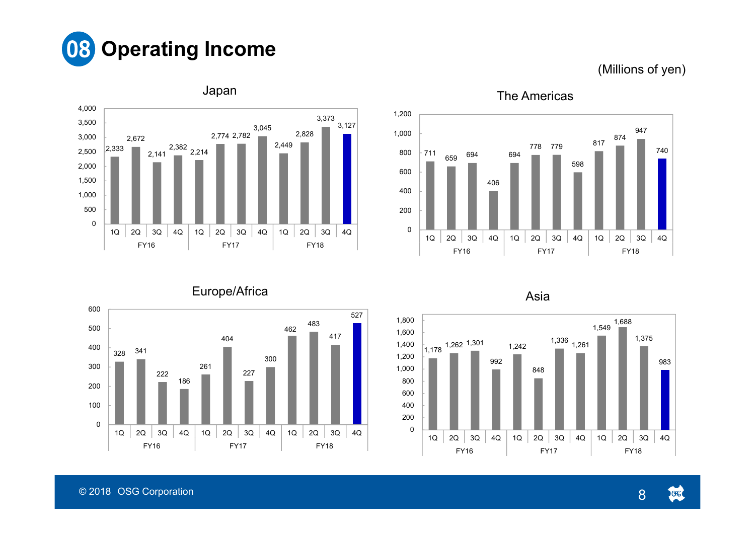# 08 Operating Income

(Millions of yen)

### Japan

| | FY16 1Q | FY16 2Q | FY16 3Q | FY16 4Q | FY17 1Q | FY17 2Q | FY17 3Q | FY17 4Q | FY18 1Q | FY18 2Q | FY18 3Q | FY18 4Q |
|---|---|---|---|---|---|---|---|---|---|---|---|---|
| Japan | 2,333 | 2,672 | 2,141 | 2,382 | 2,214 | 2,774 | 2,782 | 3,045 | 2,449 | 2,828 | 3,373 | 3,127 |

### The Americas

| | FY16 1Q | FY16 2Q | FY16 3Q | FY16 4Q | FY17 1Q | FY17 2Q | FY17 3Q | FY17 4Q | FY18 1Q | FY18 2Q | FY18 3Q | FY18 4Q |
|---|---|---|---|---|---|---|---|---|---|---|---|---|
| The Americas | 711 | 659 | 694 | 406 | 694 | 778 | 779 | 598 | 817 | 874 | 947 | 740 |

### Europe/Africa

| | FY16 1Q | FY16 2Q | FY16 3Q | FY16 4Q | FY17 1Q | FY17 2Q | FY17 3Q | FY17 4Q | FY18 1Q | FY18 2Q | FY18 3Q | FY18 4Q |
|---|---|---|---|---|---|---|---|---|---|---|---|---|
| Europe/Africa | 328 | 341 | 222 | 186 | 261 | 404 | 227 | 300 | 462 | 483 | 417 | 527 |

### Asia

| | FY16 1Q | FY16 2Q | FY16 3Q | FY16 4Q | FY17 1Q | FY17 2Q | FY17 3Q | FY17 4Q | FY18 1Q | FY18 2Q | FY18 3Q | FY18 4Q |
|---|---|---|---|---|---|---|---|---|---|---|---|---|
| Asia | 1,178 | 1,262 | 1,301 | 992 | 1,242 | 848 | 1,336 | 1,261 | 1,549 | 1,688 | 1,375 | 983 |

© 2018 OSG Corporation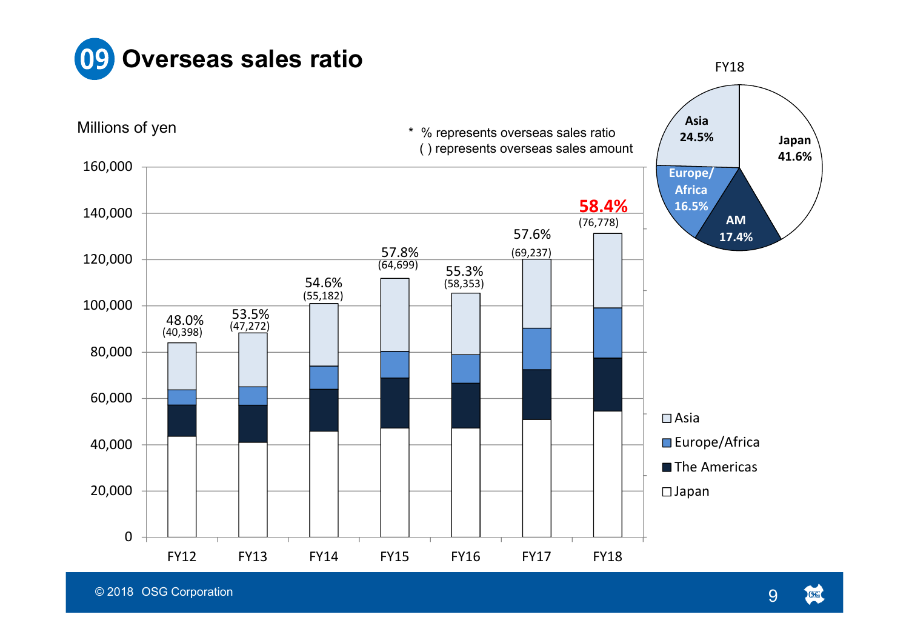# 09 Overseas sales ratio

Millions of yen

\* % represents overseas sales ratio
( ) represents overseas sales amount

| | FY12 | FY13 | FY14 | FY15 | FY16 | FY17 | FY18 |
|---|---|---|---|---|---|---|---|
| Overseas sales ratio | 48.0% | 53.5% | 54.6% | 57.8% | 55.3% | 57.6% | 58.4% |
| Overseas sales amount | (40,398) | (47,272) | (55,182) | (64,699) | (58,353) | (69,237) | (76,778) |

Legend: Asia, Europe/Africa, The Americas, Japan

**FY18**

| Region | Share |
|---|---|
| Japan | 41.6% |
| Asia | 24.5% |
| Europe/Africa | 16.5% |
| AM | 17.4% |

© 2018 OSG Corporation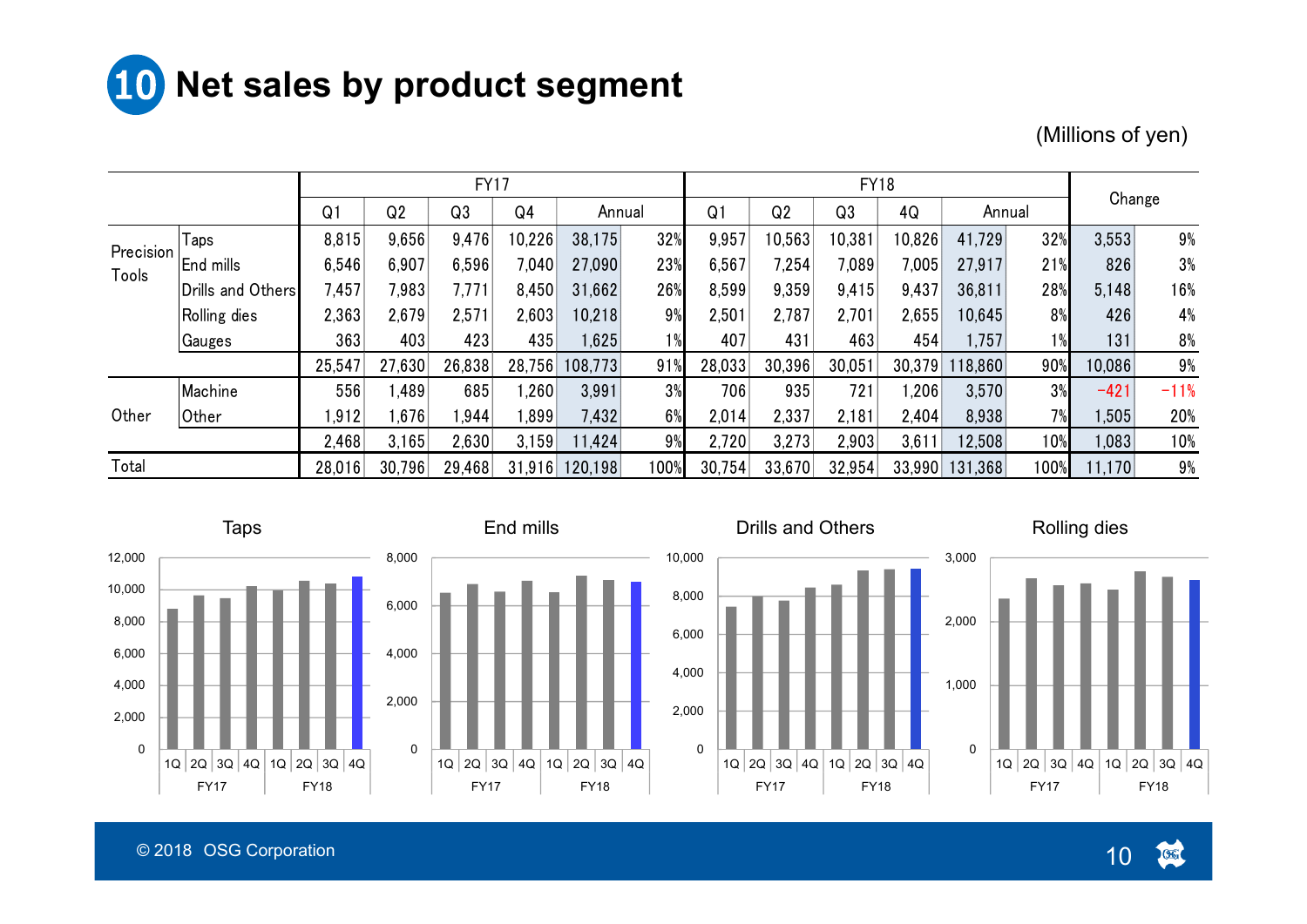## 10 Net sales by product segment

(Millions of yen)

| | | FY17 | | | | | | FY18 | | | | | | Change | |
|---|---|---|---|---|---|---|---|---|---|---|---|---|---|---|---|
| | | Q1 | Q2 | Q3 | Q4 | Annual | | Q1 | Q2 | Q3 | 4Q | Annual | | | |
| Precision Tools | Taps | 8,815 | 9,656 | 9,476 | 10,226 | 38,175 | 32% | 9,957 | 10,563 | 10,381 | 10,826 | 41,729 | 32% | 3,553 | 9% |
| | End mills | 6,546 | 6,907 | 6,596 | 7,040 | 27,090 | 23% | 6,567 | 7,254 | 7,089 | 7,005 | 27,917 | 21% | 826 | 3% |
| | Drills and Others | 7,457 | 7,983 | 7,771 | 8,450 | 31,662 | 26% | 8,599 | 9,359 | 9,415 | 9,437 | 36,811 | 28% | 5,148 | 16% |
| | Rolling dies | 2,363 | 2,679 | 2,571 | 2,603 | 10,218 | 9% | 2,501 | 2,787 | 2,701 | 2,655 | 10,645 | 8% | 426 | 4% |
| | Gauges | 363 | 403 | 423 | 435 | 1,625 | 1% | 407 | 431 | 463 | 454 | 1,757 | 1% | 131 | 8% |
| | | 25,547 | 27,630 | 26,838 | 28,756 | 108,773 | 91% | 28,033 | 30,396 | 30,051 | 30,379 | 118,860 | 90% | 10,086 | 9% |
| Other | Machine | 556 | 1,489 | 685 | 1,260 | 3,991 | 3% | 706 | 935 | 721 | 1,206 | 3,570 | 3% | -421 | -11% |
| | Other | 1,912 | 1,676 | 1,944 | 1,899 | 7,432 | 6% | 2,014 | 2,337 | 2,181 | 2,404 | 8,938 | 7% | 1,505 | 20% |
| | | 2,468 | 3,165 | 2,630 | 3,159 | 11,424 | 9% | 2,720 | 3,273 | 2,903 | 3,611 | 12,508 | 10% | 1,083 | 10% |
| Total | | 28,016 | 30,796 | 29,468 | 31,916 | 120,198 | 100% | 30,754 | 33,670 | 32,954 | 33,990 | 131,368 | 100% | 11,170 | 9% |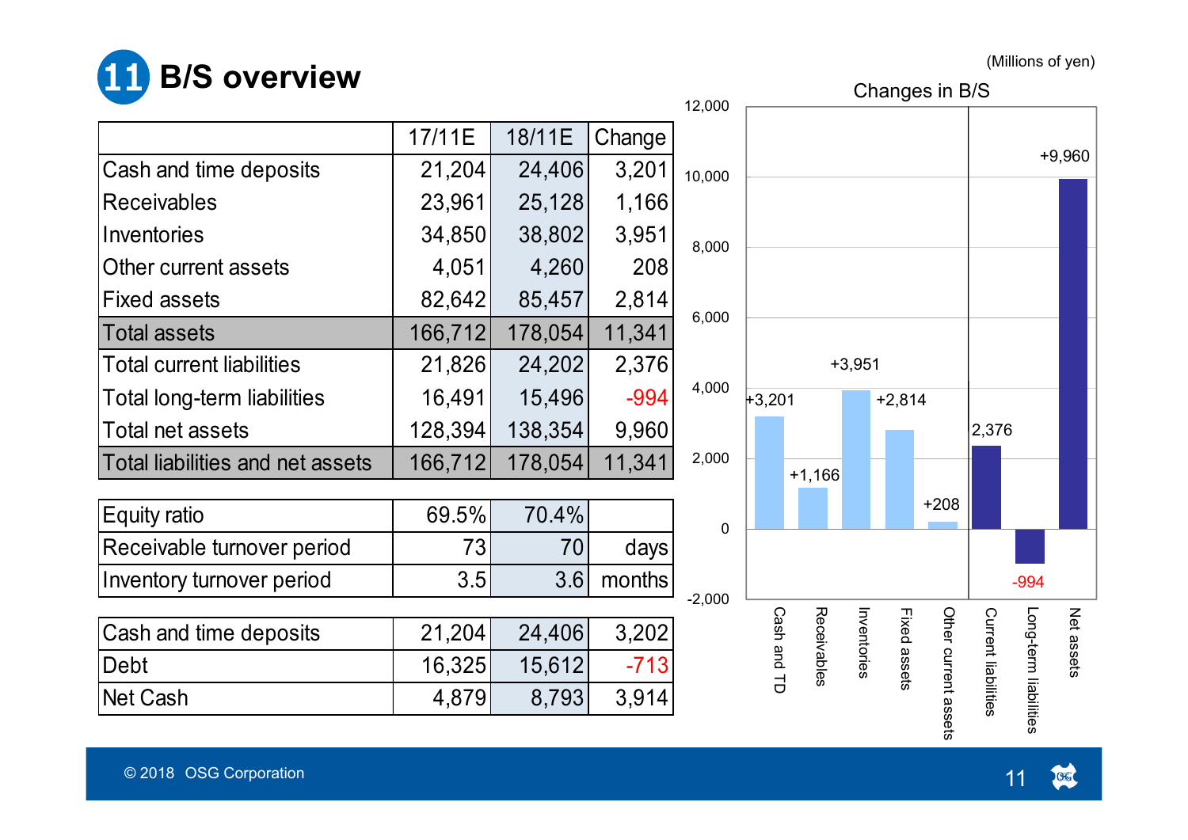# 11 B/S overview

(Millions of yen)

| | 17/11E | 18/11E | Change |
|---|---|---|---|
| Cash and time deposits | 21,204 | 24,406 | 3,201 |
| Receivables | 23,961 | 25,128 | 1,166 |
| Inventories | 34,850 | 38,802 | 3,951 |
| Other current assets | 4,051 | 4,260 | 208 |
| Fixed assets | 82,642 | 85,457 | 2,814 |
| **Total assets** | 166,712 | 178,054 | 11,341 |
| Total current liabilities | 21,826 | 24,202 | 2,376 |
| Total long-term liabilities | 16,491 | 15,496 | -994 |
| Total net assets | 128,394 | 138,354 | 9,960 |
| **Total liabilities and net assets** | 166,712 | 178,054 | 11,341 |

| | 17/11E | 18/11E | |
|---|---|---|---|
| Equity ratio | 69.5% | 70.4% | |
| Receivable turnover period | 73 | 70 | days |
| Inventory turnover period | 3.5 | 3.6 | months |

| | 17/11E | 18/11E | Change |
|---|---|---|---|
| Cash and time deposits | 21,204 | 24,406 | 3,202 |
| Debt | 16,325 | 15,612 | -713 |
| Net Cash | 4,879 | 8,793 | 3,914 |

Changes in B/S

| Item | Change |
|---|---|
| Cash and TD | +3,201 |
| Receivables | +1,166 |
| Inventories | +3,951 |
| Fixed assets | +2,814 |
| Other current assets | +208 |
| Current liabilities | 2,376 |
| Long-term liabilities | -994 |
| Net assets | +9,960 |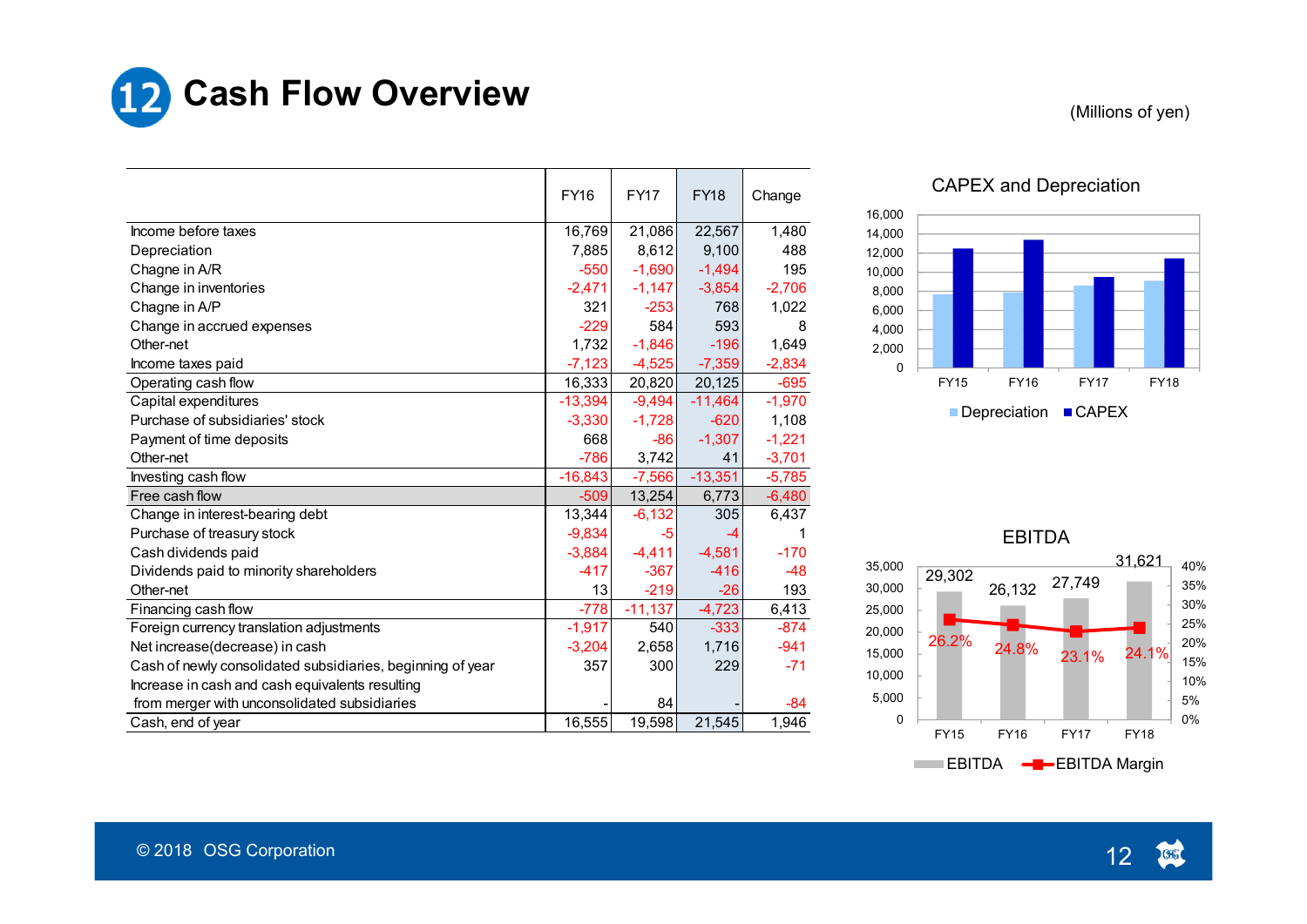# 12 Cash Flow Overview

(Millions of yen)

| | FY16 | FY17 | FY18 | Change |
|---|---|---|---|---|
| Income before taxes | 16,769 | 21,086 | 22,567 | 1,480 |
| Depreciation | 7,885 | 8,612 | 9,100 | 488 |
| Chagne in A/R | -550 | -1,690 | -1,494 | 195 |
| Change in inventories | -2,471 | -1,147 | -3,854 | -2,706 |
| Chagne in A/P | 321 | -253 | 768 | 1,022 |
| Change in accrued expenses | -229 | 584 | 593 | 8 |
| Other-net | 1,732 | -1,846 | -196 | 1,649 |
| Income taxes paid | -7,123 | -4,525 | -7,359 | -2,834 |
| Operating cash flow | 16,333 | 20,820 | 20,125 | -695 |
| Capital expenditures | -13,394 | -9,494 | -11,464 | -1,970 |
| Purchase of subsidiaries' stock | -3,330 | -1,728 | -620 | 1,108 |
| Payment of time deposits | 668 | -86 | -1,307 | -1,221 |
| Other-net | -786 | 3,742 | 41 | -3,701 |
| Investing cash flow | -16,843 | -7,566 | -13,351 | -5,785 |
| Free cash flow | -509 | 13,254 | 6,773 | -6,480 |
| Change in interest-bearing debt | 13,344 | -6,132 | 305 | 6,437 |
| Purchase of treasury stock | -9,834 | -5 | -4 | 1 |
| Cash dividends paid | -3,884 | -4,411 | -4,581 | -170 |
| Dividends paid to minority shareholders | -417 | -367 | -416 | -48 |
| Other-net | 13 | -219 | -26 | 193 |
| Financing cash flow | -778 | -11,137 | -4,723 | 6,413 |
| Foreign currency translation adjustments | -1,917 | 540 | -333 | -874 |
| Net increase(decrease) in cash | -3,204 | 2,658 | 1,716 | -941 |
| Cash of newly consolidated subsidiaries, beginning of year | 357 | 300 | 229 | -71 |
| Increase in cash and cash equivalents resulting from merger with unconsolidated subsidiaries | - | 84 | - | -84 |
| Cash, end of year | 16,555 | 19,598 | 21,545 | 1,946 |

## CAPEX and Depreciation

(Chart: Depreciation and CAPEX, FY15–FY18; y-axis 0–16,000)

## EBITDA

| | FY15 | FY16 | FY17 | FY18 |
|---|---|---|---|---|
| EBITDA | 29,302 | 26,132 | 27,749 | 31,621 |
| EBITDA Margin | 26.2% | 24.8% | 23.1% | 24.1% |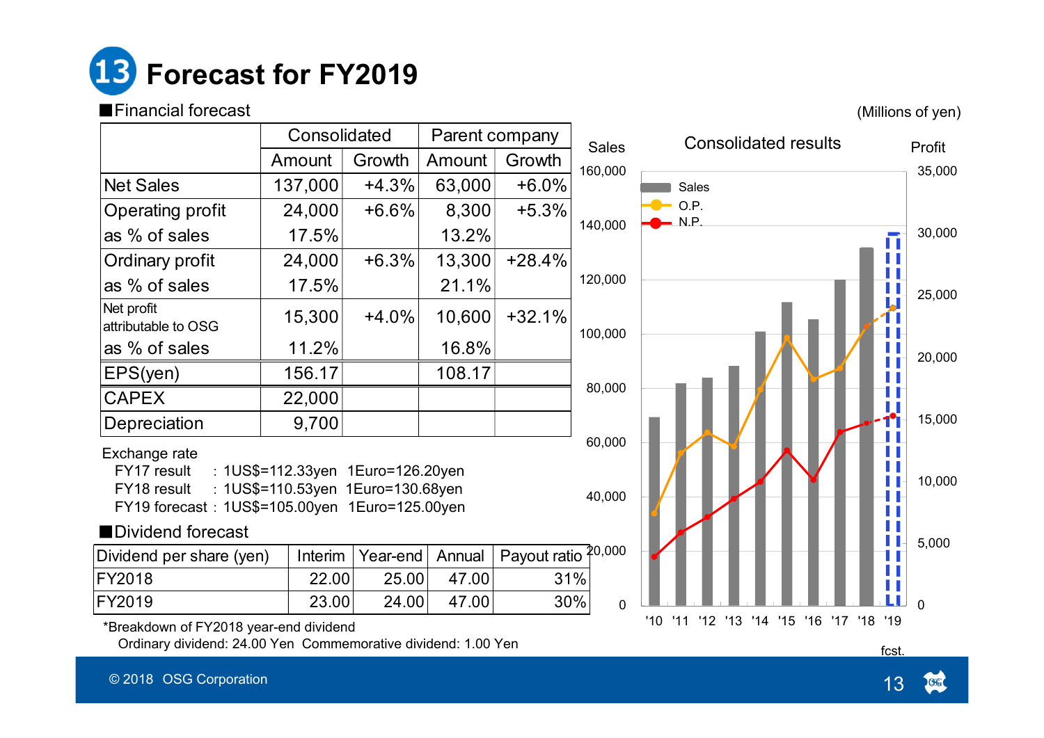# 13 Forecast for FY2019

■Financial forecast

(Millions of yen)

| | Consolidated | | Parent company | |
|---|---|---|---|---|
| | Amount | Growth | Amount | Growth |
| Net Sales | 137,000 | +4.3% | 63,000 | +6.0% |
| Operating profit | 24,000 | +6.6% | 8,300 | +5.3% |
| as % of sales | 17.5% | | 13.2% | |
| Ordinary profit | 24,000 | +6.3% | 13,300 | +28.4% |
| as % of sales | 17.5% | | 21.1% | |
| Net profit attributable to OSG | 15,300 | +4.0% | 10,600 | +32.1% |
| as % of sales | 11.2% | | 16.8% | |
| EPS(yen) | 156.17 | | 108.17 | |
| CAPEX | 22,000 | | | |
| Depreciation | 9,700 | | | |

Exchange rate
- FY17 result : 1US$=112.33yen 1Euro=126.20yen
- FY18 result : 1US$=110.53yen 1Euro=130.68yen
- FY19 forecast : 1US$=105.00yen 1Euro=125.00yen

■Dividend forecast

| Dividend per share (yen) | Interim | Year-end | Annual | Payout ratio |
|---|---|---|---|---|
| FY2018 | 22.00 | 25.00 | 47.00 | 31% |
| FY2019 | 23.00 | 24.00 | 47.00 | 30% |

*Breakdown of FY2018 year-end dividend
Ordinary dividend: 24.00 Yen Commemorative dividend: 1.00 Yen

Consolidated results

Sales / Profit

Legend: Sales, O.P., N.P.

Sales axis: 0, 20,000, 40,000, 60,000, 80,000, 100,000, 120,000, 140,000, 160,000
Profit axis: 0, 5,000, 10,000, 15,000, 20,000, 25,000, 30,000, 35,000

'10 '11 '12 '13 '14 '15 '16 '17 '18 '19 fcst.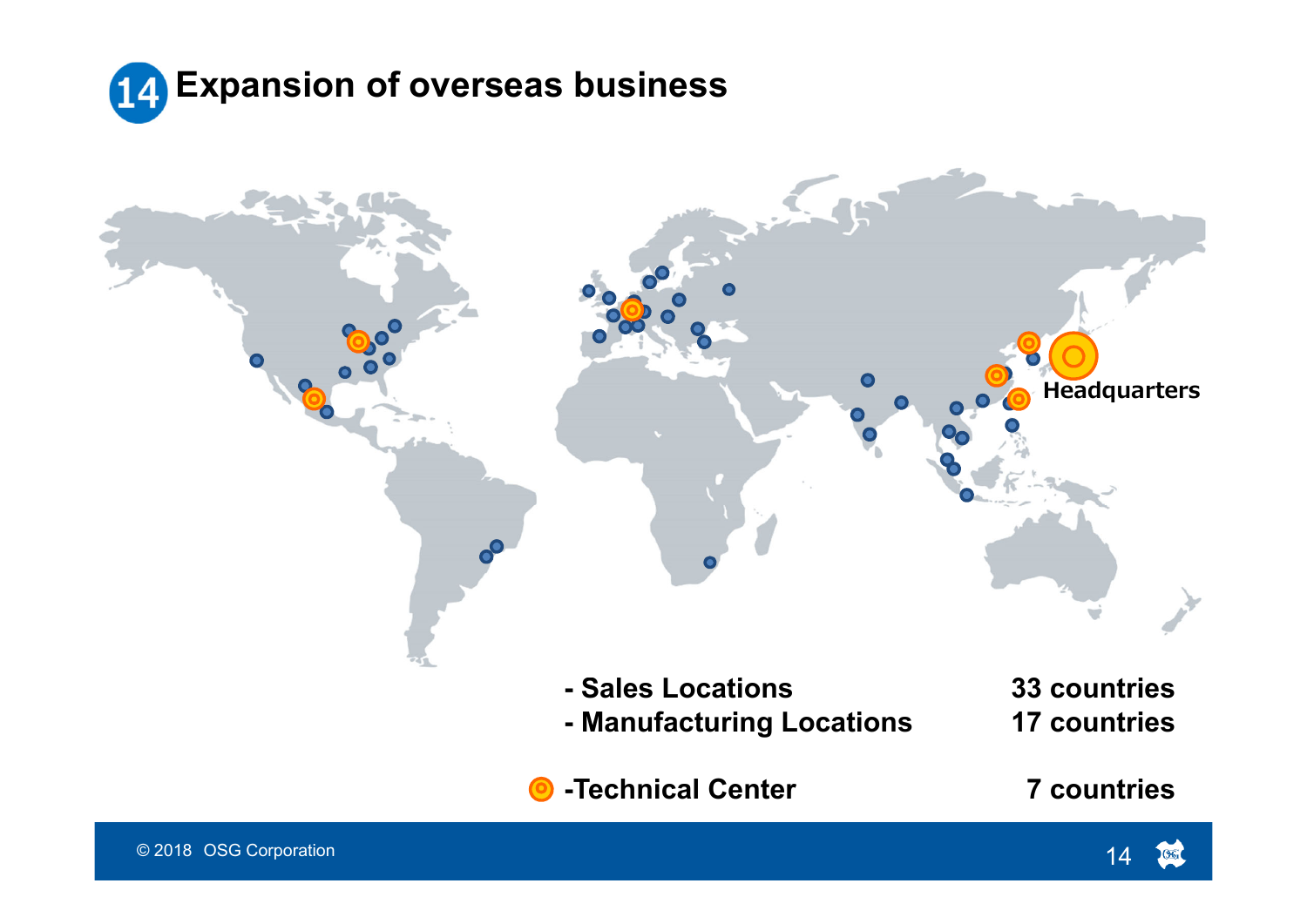# 14 Expansion of overseas business

Headquarters

- Sales Locations 33 countries
- Manufacturing Locations 17 countries

-Technical Center 7 countries

© 2018 OSG Corporation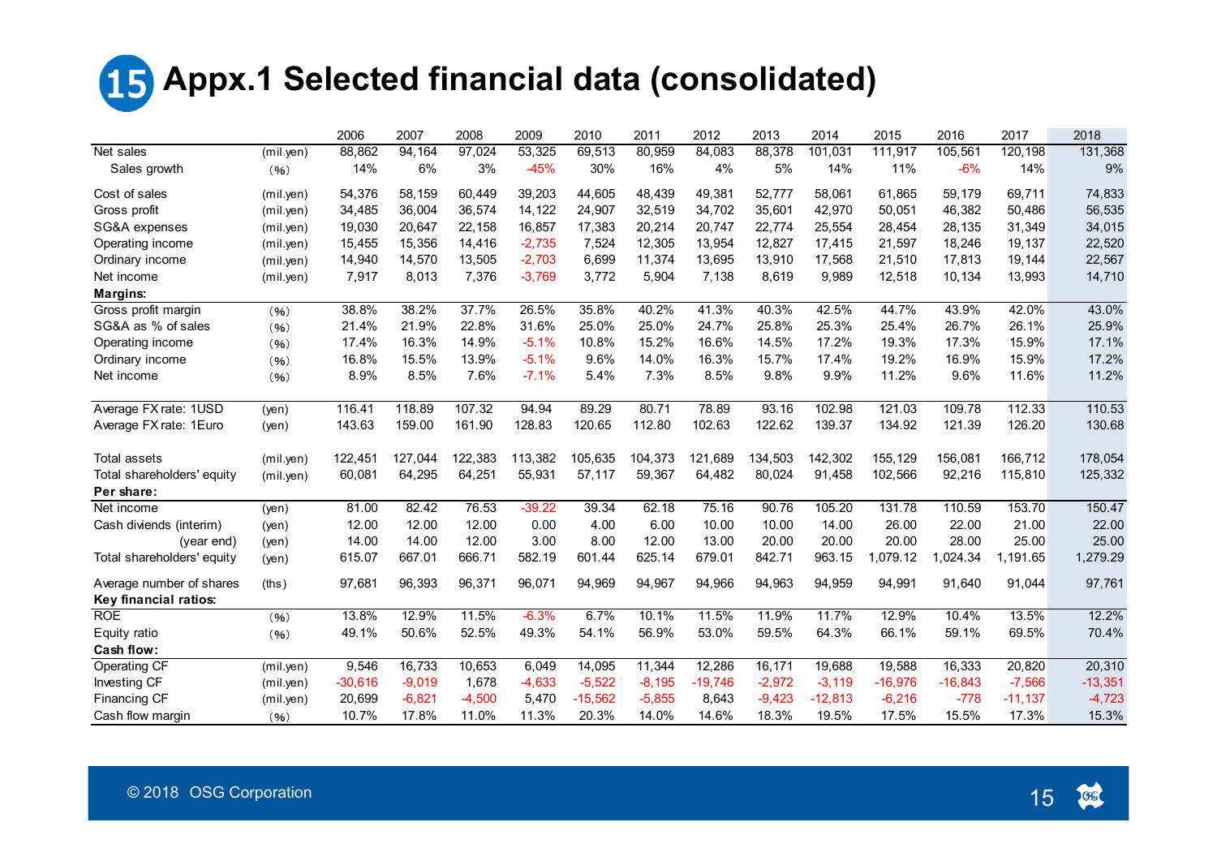# Appx.1 Selected financial data (consolidated)

| | | 2006 | 2007 | 2008 | 2009 | 2010 | 2011 | 2012 | 2013 | 2014 | 2015 | 2016 | 2017 | 2018 |
|---|---|---|---|---|---|---|---|---|---|---|---|---|---|---|
| Net sales | (mil.yen) | 88,862 | 94,164 | 97,024 | 53,325 | 69,513 | 80,959 | 84,083 | 88,378 | 101,031 | 111,917 | 105,561 | 120,198 | 131,368 |
| Sales growth | (%) | 14% | 6% | 3% | -45% | 30% | 16% | 4% | 5% | 14% | 11% | -6% | 14% | 9% |
| Cost of sales | (mil.yen) | 54,376 | 58,159 | 60,449 | 39,203 | 44,605 | 48,439 | 49,381 | 52,777 | 58,061 | 61,865 | 59,179 | 69,711 | 74,833 |
| Gross profit | (mil.yen) | 34,485 | 36,004 | 36,574 | 14,122 | 24,907 | 32,519 | 34,702 | 35,601 | 42,970 | 50,051 | 46,382 | 50,486 | 56,535 |
| SG&A expenses | (mil.yen) | 19,030 | 20,647 | 22,158 | 16,857 | 17,383 | 20,214 | 20,747 | 22,774 | 25,554 | 28,454 | 28,135 | 31,349 | 34,015 |
| Operating income | (mil.yen) | 15,455 | 15,356 | 14,416 | -2,735 | 7,524 | 12,305 | 13,954 | 12,827 | 17,415 | 21,597 | 18,246 | 19,137 | 22,520 |
| Ordinary income | (mil.yen) | 14,940 | 14,570 | 13,505 | -2,703 | 6,699 | 11,374 | 13,695 | 13,910 | 17,568 | 21,510 | 17,813 | 19,144 | 22,567 |
| Net income | (mil.yen) | 7,917 | 8,013 | 7,376 | -3,769 | 3,772 | 5,904 | 7,138 | 8,619 | 9,989 | 12,518 | 10,134 | 13,993 | 14,710 |
| **Margins:** | | | | | | | | | | | | | | |
| Gross profit margin | (%) | 38.8% | 38.2% | 37.7% | 26.5% | 35.8% | 40.2% | 41.3% | 40.3% | 42.5% | 44.7% | 43.9% | 42.0% | 43.0% |
| SG&A as % of sales | (%) | 21.4% | 21.9% | 22.8% | 31.6% | 25.0% | 25.0% | 24.7% | 25.8% | 25.3% | 25.4% | 26.7% | 26.1% | 25.9% |
| Operating income | (%) | 17.4% | 16.3% | 14.9% | -5.1% | 10.8% | 15.2% | 16.6% | 14.5% | 17.2% | 19.3% | 17.3% | 15.9% | 17.1% |
| Ordinary income | (%) | 16.8% | 15.5% | 13.9% | -5.1% | 9.6% | 14.0% | 16.3% | 15.7% | 17.4% | 19.2% | 16.9% | 15.9% | 17.2% |
| Net income | (%) | 8.9% | 8.5% | 7.6% | -7.1% | 5.4% | 7.3% | 8.5% | 9.8% | 9.9% | 11.2% | 9.6% | 11.6% | 11.2% |
| Average FX rate: 1USD | (yen) | 116.41 | 118.89 | 107.32 | 94.94 | 89.29 | 80.71 | 78.89 | 93.16 | 102.98 | 121.03 | 109.78 | 112.33 | 110.53 |
| Average FX rate: 1Euro | (yen) | 143.63 | 159.00 | 161.90 | 128.83 | 120.65 | 112.80 | 102.63 | 122.62 | 139.37 | 134.92 | 121.39 | 126.20 | 130.68 |
| Total assets | (mil.yen) | 122,451 | 127,044 | 122,383 | 113,382 | 105,635 | 104,373 | 121,689 | 134,503 | 142,302 | 155,129 | 156,081 | 166,712 | 178,054 |
| Total shareholders' equity | (mil.yen) | 60,081 | 64,295 | 64,251 | 55,931 | 57,117 | 59,367 | 64,482 | 80,024 | 91,458 | 102,566 | 92,216 | 115,810 | 125,332 |
| **Per share:** | | | | | | | | | | | | | | |
| Net income | (yen) | 81.00 | 82.42 | 76.53 | -39.22 | 39.34 | 62.18 | 75.16 | 90.76 | 105.20 | 131.78 | 110.59 | 153.70 | 150.47 |
| Cash diviends (interim) | (yen) | 12.00 | 12.00 | 12.00 | 0.00 | 4.00 | 6.00 | 10.00 | 10.00 | 14.00 | 26.00 | 22.00 | 21.00 | 22.00 |
| (year end) | (yen) | 14.00 | 14.00 | 12.00 | 3.00 | 8.00 | 12.00 | 13.00 | 20.00 | 20.00 | 20.00 | 28.00 | 25.00 | 25.00 |
| Total shareholders' equity | (yen) | 615.07 | 667.01 | 666.71 | 582.19 | 601.44 | 625.14 | 679.01 | 842.71 | 963.15 | 1,079.12 | 1,024.34 | 1,191.65 | 1,279.29 |
| Average number of shares | (ths) | 97,681 | 96,393 | 96,371 | 96,071 | 94,969 | 94,967 | 94,966 | 94,963 | 94,959 | 94,991 | 91,640 | 91,044 | 97,761 |
| **Key financial ratios:** | | | | | | | | | | | | | | |
| ROE | (%) | 13.8% | 12.9% | 11.5% | -6.3% | 6.7% | 10.1% | 11.5% | 11.9% | 11.7% | 12.9% | 10.4% | 13.5% | 12.2% |
| Equity ratio | (%) | 49.1% | 50.6% | 52.5% | 49.3% | 54.1% | 56.9% | 53.0% | 59.5% | 64.3% | 66.1% | 59.1% | 69.5% | 70.4% |
| **Cash flow:** | | | | | | | | | | | | | | |
| Operating CF | (mil.yen) | 9,546 | 16,733 | 10,653 | 6,049 | 14,095 | 11,344 | 12,286 | 16,171 | 19,688 | 19,588 | 16,333 | 20,820 | 20,310 |
| Investing CF | (mil.yen) | -30,616 | -9,019 | 1,678 | -4,633 | -5,522 | -8,195 | -19,746 | -2,972 | -3,119 | -16,976 | -16,843 | -7,566 | -13,351 |
| Financing CF | (mil.yen) | 20,699 | -6,821 | -4,500 | 5,470 | -15,562 | -5,855 | 8,643 | -9,423 | -12,813 | -6,216 | -778 | -11,137 | -4,723 |
| Cash flow margin | (%) | 10.7% | 17.8% | 11.0% | 11.3% | 20.3% | 14.0% | 14.6% | 18.3% | 19.5% | 17.5% | 15.5% | 17.3% | 15.3% |

© 2018 OSG Corporation